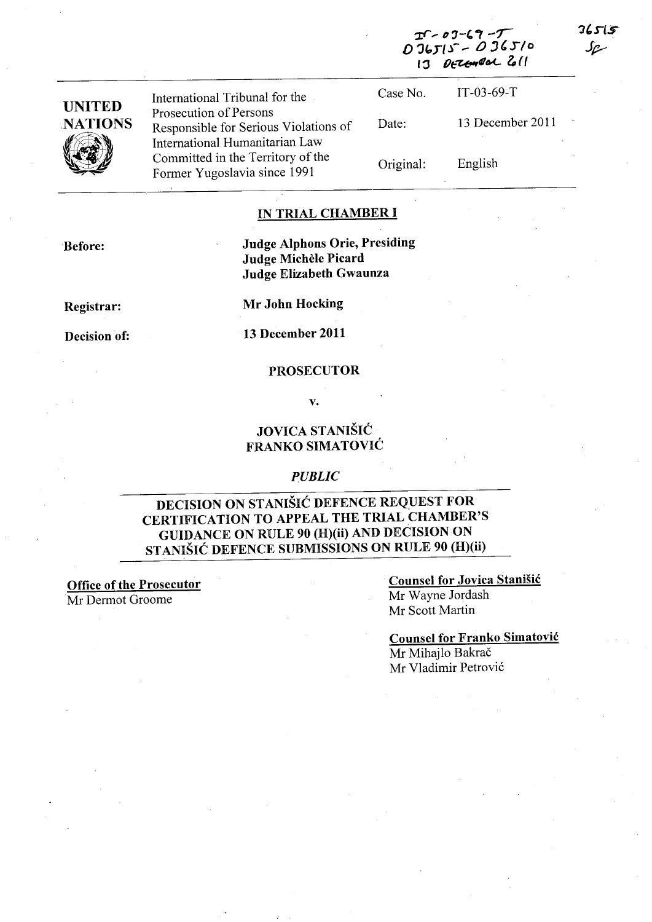IT-03-69-T
D36515 - D36510
13 December 2011

36515
SF

| **UNITED NATIONS** | International Tribunal for the Prosecution of Persons Responsible for Serious Violations of International Humanitarian Law Committed in the Territory of the Former Yugoslavia since 1991 | Case No. | IT-03-69-T |
|---|---|---|---|
| | | Date: | 13 December 2011 |
| | | Original: | English |

## IN TRIAL CHAMBER I

**Before:** **Judge Alphons Orie, Presiding**
**Judge Michèle Picard**
**Judge Elizabeth Gwaunza**

**Registrar:** **Mr John Hocking**

**Decision of:** **13 December 2011**

**PROSECUTOR**

**v.**

**JOVICA STANIŠIĆ**
**FRANKO SIMATOVIĆ**

***PUBLIC***

## DECISION ON STANIŠIĆ DEFENCE REQUEST FOR CERTIFICATION TO APPEAL THE TRIAL CHAMBER'S GUIDANCE ON RULE 90 (H)(ii) AND DECISION ON STANIŠIĆ DEFENCE SUBMISSIONS ON RULE 90 (H)(ii)

**Office of the Prosecutor**
Mr Dermot Groome

**Counsel for Jovica Stanišić**
Mr Wayne Jordash
Mr Scott Martin

**Counsel for Franko Simatović**
Mr Mihajlo Bakrač
Mr Vladimir Petrović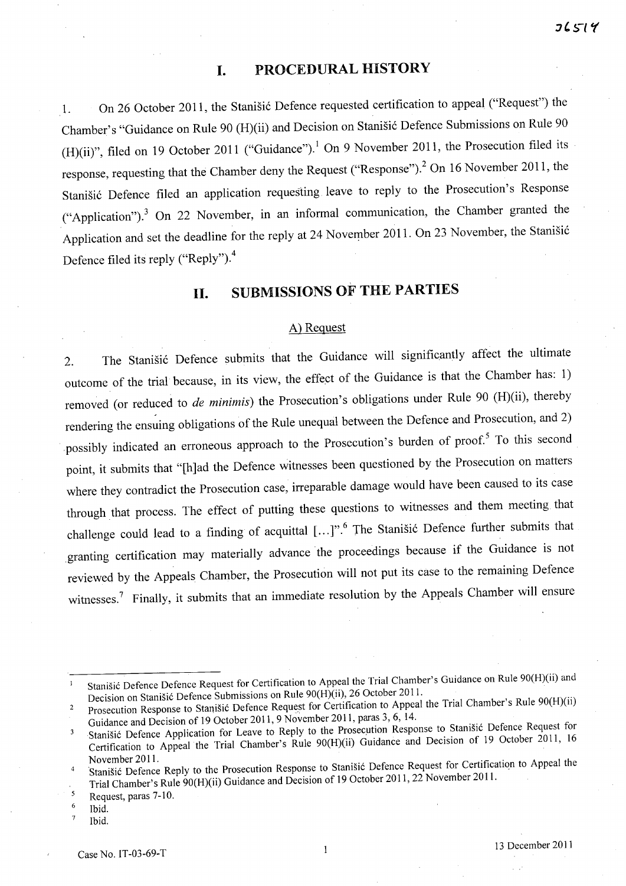## I. PROCEDURAL HISTORY

1. On 26 October 2011, the Stanišić Defence requested certification to appeal ("Request") the Chamber's "Guidance on Rule 90 (H)(ii) and Decision on Stanišić Defence Submissions on Rule 90 (H)(ii)", filed on 19 October 2011 ("Guidance").[1] On 9 November 2011, the Prosecution filed its response, requesting that the Chamber deny the Request ("Response").[2] On 16 November 2011, the Stanišić Defence filed an application requesting leave to reply to the Prosecution's Response ("Application").[3] On 22 November, in an informal communication, the Chamber granted the Application and set the deadline for the reply at 24 November 2011. On 23 November, the Stanišić Defence filed its reply ("Reply").[4]

## II. SUBMISSIONS OF THE PARTIES

### A) Request

2. The Stanišić Defence submits that the Guidance will significantly affect the ultimate outcome of the trial because, in its view, the effect of the Guidance is that the Chamber has: 1) removed (or reduced to *de minimis*) the Prosecution's obligations under Rule 90 (H)(ii), thereby rendering the ensuing obligations of the Rule unequal between the Defence and Prosecution, and 2) possibly indicated an erroneous approach to the Prosecution's burden of proof.[5] To this second point, it submits that "[h]ad the Defence witnesses been questioned by the Prosecution on matters where they contradict the Prosecution case, irreparable damage would have been caused to its case through that process. The effect of putting these questions to witnesses and them meeting that challenge could lead to a finding of acquittal [...]".[6] The Stanišić Defence further submits that granting certification may materially advance the proceedings because if the Guidance is not reviewed by the Appeals Chamber, the Prosecution will not put its case to the remaining Defence witnesses.[7] Finally, it submits that an immediate resolution by the Appeals Chamber will ensure

---

[1] Stanišić Defence Defence Request for Certification to Appeal the Trial Chamber's Guidance on Rule 90(H)(ii) and Decision on Stanišić Defence Submissions on Rule 90(H)(ii), 26 October 2011.

[2] Prosecution Response to Stanišić Defence Request for Certification to Appeal the Trial Chamber's Rule 90(H)(ii) Guidance and Decision of 19 October 2011, 9 November 2011, paras 3, 6, 14.

[3] Stanišić Defence Application for Leave to Reply to the Prosecution Response to Stanišić Defence Request for Certification to Appeal the Trial Chamber's Rule 90(H)(ii) Guidance and Decision of 19 October 2011, 16 November 2011.

[4] Stanišić Defence Reply to the Prosecution Response to Stanišić Defence Request for Certification to Appeal the Trial Chamber's Rule 90(H)(ii) Guidance and Decision of 19 October 2011, 22 November 2011.

[5] Request, paras 7-10.

[6] Ibid.

[7] Ibid.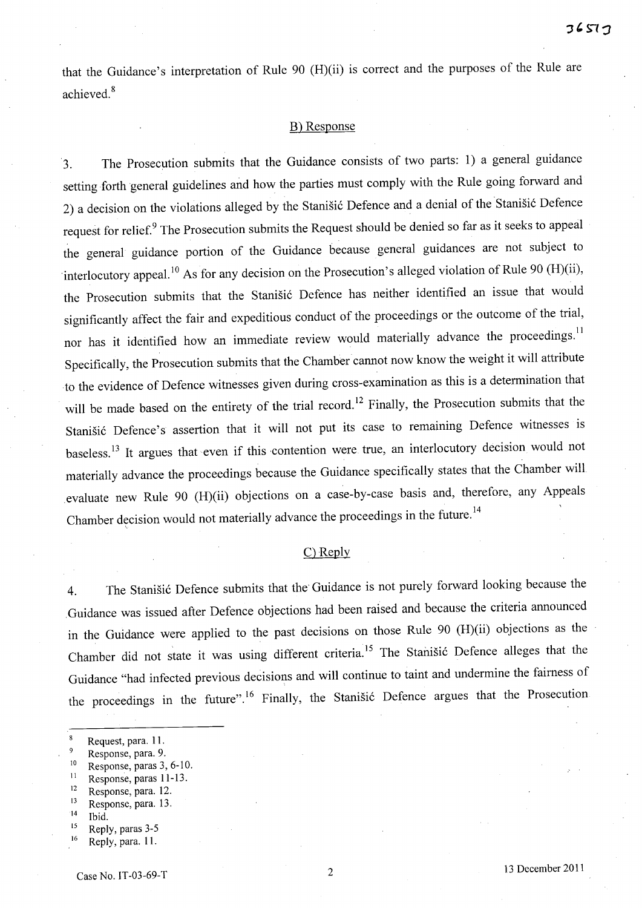that the Guidance's interpretation of Rule 90 (H)(ii) is correct and the purposes of the Rule are achieved.[8]

## B) Response

3. The Prosecution submits that the Guidance consists of two parts: 1) a general guidance setting forth general guidelines and how the parties must comply with the Rule going forward and 2) a decision on the violations alleged by the Stanišić Defence and a denial of the Stanišić Defence request for relief.[9] The Prosecution submits the Request should be denied so far as it seeks to appeal the general guidance portion of the Guidance because general guidances are not subject to interlocutory appeal.[10] As for any decision on the Prosecution's alleged violation of Rule 90 (H)(ii), the Prosecution submits that the Stanišić Defence has neither identified an issue that would significantly affect the fair and expeditious conduct of the proceedings or the outcome of the trial, nor has it identified how an immediate review would materially advance the proceedings.[11] Specifically, the Prosecution submits that the Chamber cannot now know the weight it will attribute to the evidence of Defence witnesses given during cross-examination as this is a determination that will be made based on the entirety of the trial record.[12] Finally, the Prosecution submits that the Stanišić Defence's assertion that it will not put its case to remaining Defence witnesses is baseless.[13] It argues that even if this contention were true, an interlocutory decision would not materially advance the proceedings because the Guidance specifically states that the Chamber will evaluate new Rule 90 (H)(ii) objections on a case-by-case basis and, therefore, any Appeals Chamber decision would not materially advance the proceedings in the future.[14]

## C) Reply

4. The Stanišić Defence submits that the Guidance is not purely forward looking because the Guidance was issued after Defence objections had been raised and because the criteria announced in the Guidance were applied to the past decisions on those Rule 90 (H)(ii) objections as the Chamber did not state it was using different criteria.[15] The Stanišić Defence alleges that the Guidance "had infected previous decisions and will continue to taint and undermine the fairness of the proceedings in the future".[16] Finally, the Stanišić Defence argues that the Prosecution

---

[8] Request, para. 11.
[9] Response, para. 9.
[10] Response, paras 3, 6-10.
[11] Response, paras 11-13.
[12] Response, para. 12.
[13] Response, para. 13.
[14] Ibid.
[15] Reply, paras 3-5
[16] Reply, para. 11.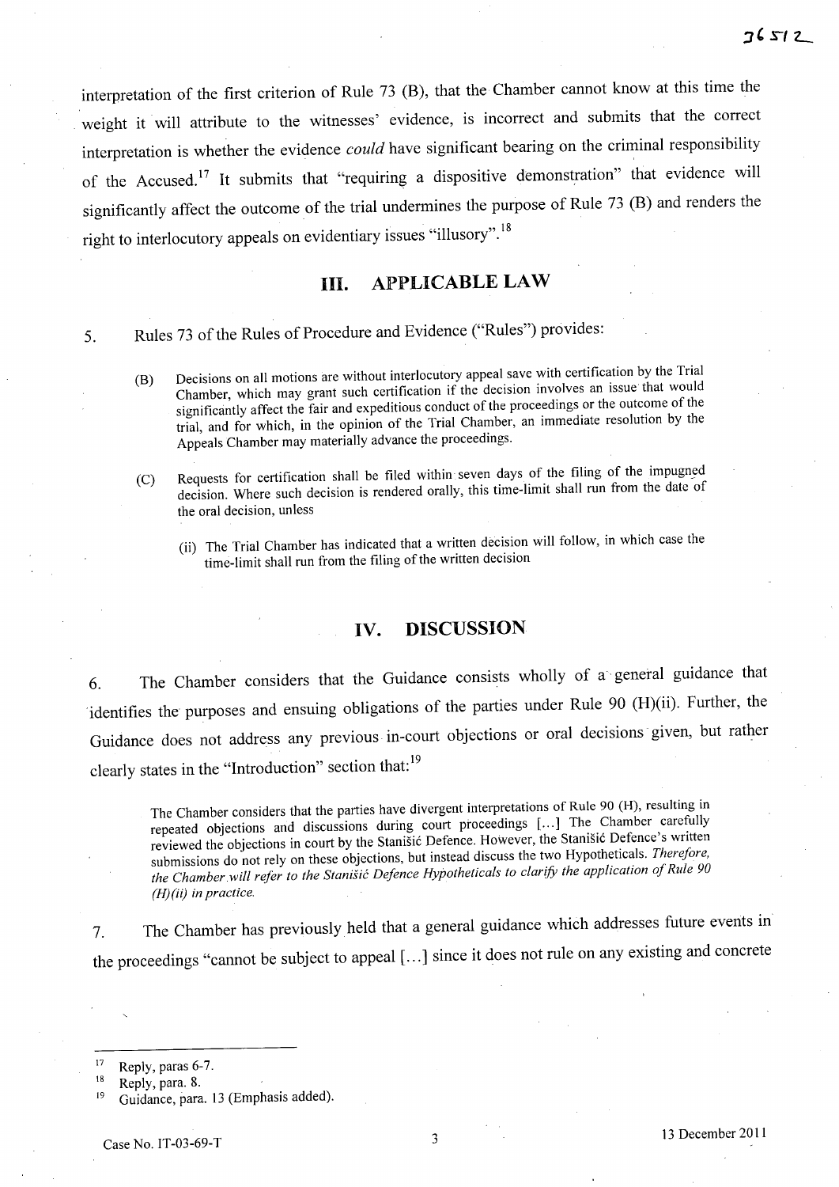interpretation of the first criterion of Rule 73 (B), that the Chamber cannot know at this time the weight it will attribute to the witnesses' evidence, is incorrect and submits that the correct interpretation is whether the evidence *could* have significant bearing on the criminal responsibility of the Accused.[17] It submits that "requiring a dispositive demonstration" that evidence will significantly affect the outcome of the trial undermines the purpose of Rule 73 (B) and renders the right to interlocutory appeals on evidentiary issues "illusory".[18]

## III. APPLICABLE LAW

5. Rules 73 of the Rules of Procedure and Evidence ("Rules") provides:

> (B) Decisions on all motions are without interlocutory appeal save with certification by the Trial Chamber, which may grant such certification if the decision involves an issue that would significantly affect the fair and expeditious conduct of the proceedings or the outcome of the trial, and for which, in the opinion of the Trial Chamber, an immediate resolution by the Appeals Chamber may materially advance the proceedings.
>
> (C) Requests for certification shall be filed within seven days of the filing of the impugned decision. Where such decision is rendered orally, this time-limit shall run from the date of the oral decision, unless
>
> (ii) The Trial Chamber has indicated that a written decision will follow, in which case the time-limit shall run from the filing of the written decision

## IV. DISCUSSION

6. The Chamber considers that the Guidance consists wholly of a general guidance that identifies the purposes and ensuing obligations of the parties under Rule 90 (H)(ii). Further, the Guidance does not address any previous in-court objections or oral decisions given, but rather clearly states in the "Introduction" section that:[19]

> The Chamber considers that the parties have divergent interpretations of Rule 90 (H), resulting in repeated objections and discussions during court proceedings [...] The Chamber carefully reviewed the objections in court by the Stanišić Defence. However, the Stanišić Defence's written submissions do not rely on these objections, but instead discuss the two Hypotheticals. *Therefore, the Chamber will refer to the Stanišić Defence Hypotheticals to clarify the application of Rule 90 (H)(ii) in practice.*

7. The Chamber has previously held that a general guidance which addresses future events in the proceedings "cannot be subject to appeal [...] since it does not rule on any existing and concrete

---

[17] Reply, paras 6-7.

[18] Reply, para. 8.

[19] Guidance, para. 13 (Emphasis added).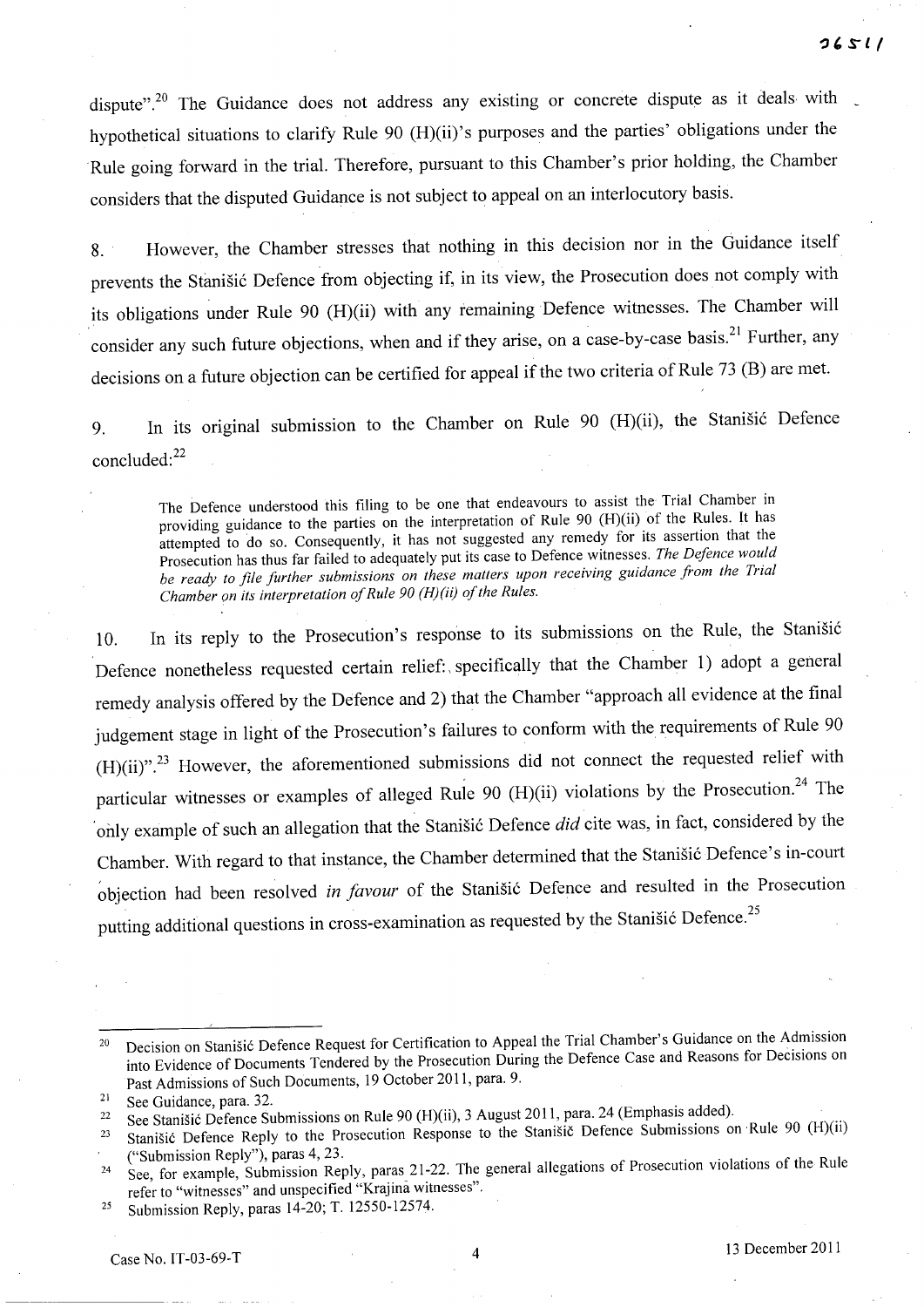dispute".[20] The Guidance does not address any existing or concrete dispute as it deals with hypothetical situations to clarify Rule 90 (H)(ii)'s purposes and the parties' obligations under the Rule going forward in the trial. Therefore, pursuant to this Chamber's prior holding, the Chamber considers that the disputed Guidance is not subject to appeal on an interlocutory basis.

8. However, the Chamber stresses that nothing in this decision nor in the Guidance itself prevents the Stanišić Defence from objecting if, in its view, the Prosecution does not comply with its obligations under Rule 90 (H)(ii) with any remaining Defence witnesses. The Chamber will consider any such future objections, when and if they arise, on a case-by-case basis.[21] Further, any decisions on a future objection can be certified for appeal if the two criteria of Rule 73 (B) are met.

9. In its original submission to the Chamber on Rule 90 (H)(ii), the Stanišić Defence concluded:[22]

> The Defence understood this filing to be one that endeavours to assist the Trial Chamber in providing guidance to the parties on the interpretation of Rule 90 (H)(ii) of the Rules. It has attempted to do so. Consequently, it has not suggested any remedy for its assertion that the Prosecution has thus far failed to adequately put its case to Defence witnesses. *The Defence would be ready to file further submissions on these matters upon receiving guidance from the Trial Chamber on its interpretation of Rule 90 (H)(ii) of the Rules.*

10. In its reply to the Prosecution's response to its submissions on the Rule, the Stanišić Defence nonetheless requested certain relief, specifically that the Chamber 1) adopt a general remedy analysis offered by the Defence and 2) that the Chamber "approach all evidence at the final judgement stage in light of the Prosecution's failures to conform with the requirements of Rule 90 (H)(ii)".[23] However, the aforementioned submissions did not connect the requested relief with particular witnesses or examples of alleged Rule 90 (H)(ii) violations by the Prosecution.[24] The only example of such an allegation that the Stanišić Defence *did* cite was, in fact, considered by the Chamber. With regard to that instance, the Chamber determined that the Stanišić Defence's in-court objection had been resolved *in favour* of the Stanišić Defence and resulted in the Prosecution putting additional questions in cross-examination as requested by the Stanišić Defence.[25]

---

[20] Decision on Stanišić Defence Request for Certification to Appeal the Trial Chamber's Guidance on the Admission into Evidence of Documents Tendered by the Prosecution During the Defence Case and Reasons for Decisions on Past Admissions of Such Documents, 19 October 2011, para. 9.

[21] See Guidance, para. 32.

[22] See Stanišić Defence Submissions on Rule 90 (H)(ii), 3 August 2011, para. 24 (Emphasis added).

[23] Stanišić Defence Reply to the Prosecution Response to the Stanišić Defence Submissions on Rule 90 (H)(ii) ("Submission Reply"), paras 4, 23.

[24] See, for example, Submission Reply, paras 21-22. The general allegations of Prosecution violations of the Rule refer to "witnesses" and unspecified "Krajina witnesses".

[25] Submission Reply, paras 14-20; T. 12550-12574.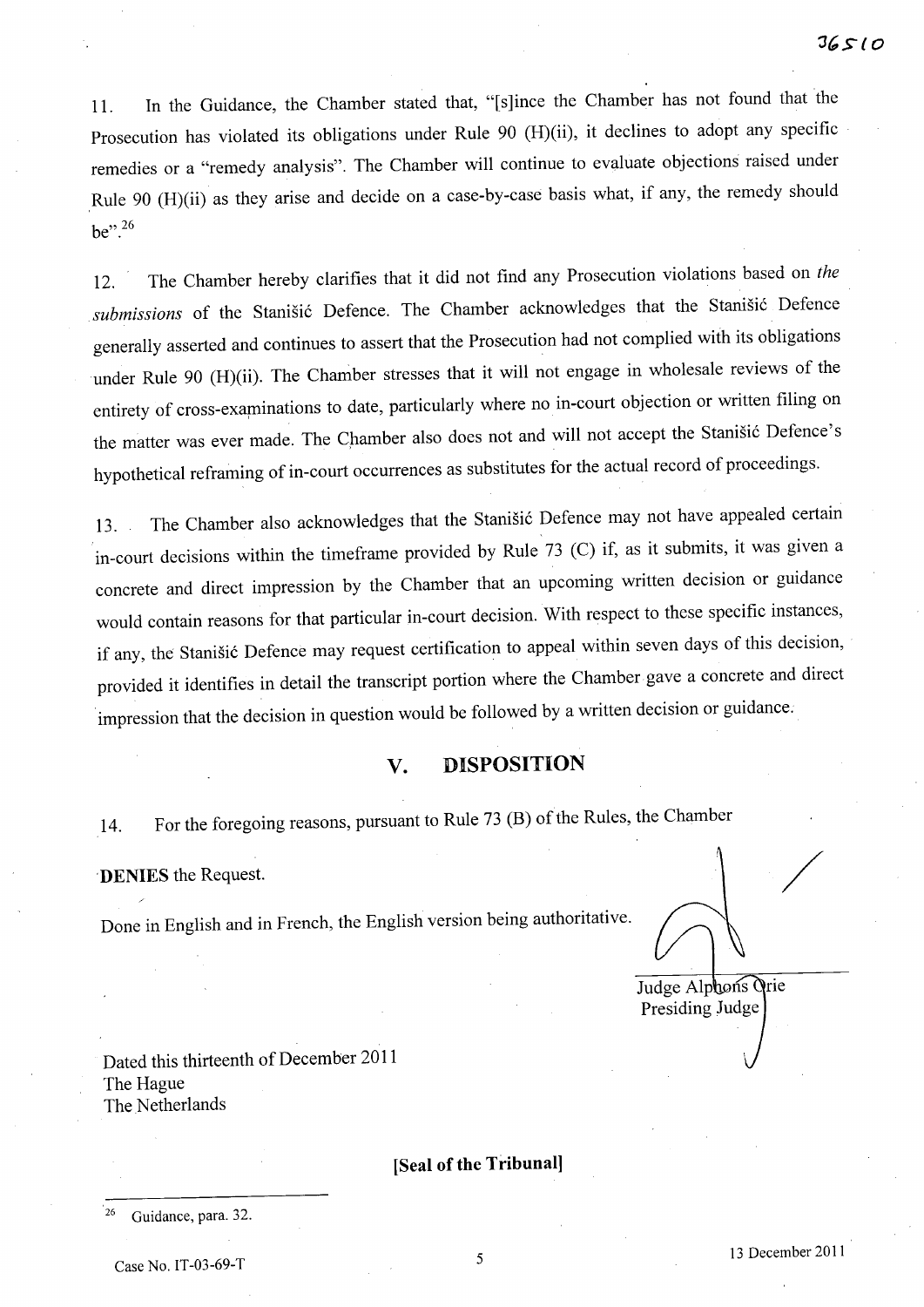11. In the Guidance, the Chamber stated that, "[s]ince the Chamber has not found that the Prosecution has violated its obligations under Rule 90 (H)(ii), it declines to adopt any specific remedies or a "remedy analysis". The Chamber will continue to evaluate objections raised under Rule 90 (H)(ii) as they arise and decide on a case-by-case basis what, if any, the remedy should be".[26]

12. The Chamber hereby clarifies that it did not find any Prosecution violations based on *the submissions* of the Stanišić Defence. The Chamber acknowledges that the Stanišić Defence generally asserted and continues to assert that the Prosecution had not complied with its obligations under Rule 90 (H)(ii). The Chamber stresses that it will not engage in wholesale reviews of the entirety of cross-examinations to date, particularly where no in-court objection or written filing on the matter was ever made. The Chamber also does not and will not accept the Stanišić Defence's hypothetical reframing of in-court occurrences as substitutes for the actual record of proceedings.

13. The Chamber also acknowledges that the Stanišić Defence may not have appealed certain in-court decisions within the timeframe provided by Rule 73 (C) if, as it submits, it was given a concrete and direct impression by the Chamber that an upcoming written decision or guidance would contain reasons for that particular in-court decision. With respect to these specific instances, if any, the Stanišić Defence may request certification to appeal within seven days of this decision, provided it identifies in detail the transcript portion where the Chamber gave a concrete and direct impression that the decision in question would be followed by a written decision or guidance.

## V. DISPOSITION

14. For the foregoing reasons, pursuant to Rule 73 (B) of the Rules, the Chamber

**DENIES** the Request.

Done in English and in French, the English version being authoritative.

Judge Alphons Orie
Presiding Judge

Dated this thirteenth of December 2011
The Hague
The Netherlands

**[Seal of the Tribunal]**

---

[26] Guidance, para. 32.